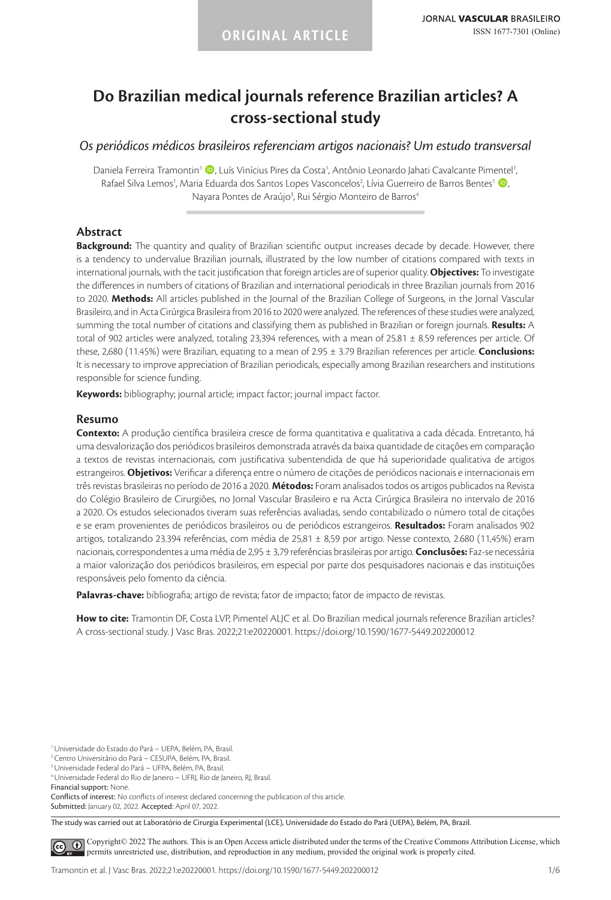ORIGINAL ARTICLE

# Do Brazilian medical journals reference Brazilian articles? A cross-sectional study

*Os periódicos médicos brasileiros referenciam artigos nacionais? Um estudo transversal*

Daniela Ferreira Tramontin[1], Luís Vinícius Pires da Costa[1], Antônio Leonardo Jahati Cavalcante Pimentel[1], Rafael Silva Lemos[1], Maria Eduarda dos Santos Lopes Vasconcelos[2], Lívia Guerreiro de Barros Bentes[1], Nayara Pontes de Araújo[3], Rui Sérgio Monteiro de Barros[4]

## Abstract

**Background:** The quantity and quality of Brazilian scientific output increases decade by decade. However, there is a tendency to undervalue Brazilian journals, illustrated by the low number of citations compared with texts in international journals, with the tacit justification that foreign articles are of superior quality. **Objectives:** To investigate the differences in numbers of citations of Brazilian and international periodicals in three Brazilian journals from 2016 to 2020. **Methods:** All articles published in the Journal of the Brazilian College of Surgeons, in the Jornal Vascular Brasileiro, and in Acta Cirúrgica Brasileira from 2016 to 2020 were analyzed. The references of these studies were analyzed, summing the total number of citations and classifying them as published in Brazilian or foreign journals. **Results:** A total of 902 articles were analyzed, totaling 23,394 references, with a mean of 25.81 ± 8.59 references per article. Of these, 2,680 (11.45%) were Brazilian, equating to a mean of 2.95 ± 3.79 Brazilian references per article. **Conclusions:** It is necessary to improve appreciation of Brazilian periodicals, especially among Brazilian researchers and institutions responsible for science funding.

**Keywords:** bibliography; journal article; impact factor; journal impact factor.

## Resumo

**Contexto:** A produção científica brasileira cresce de forma quantitativa e qualitativa a cada década. Entretanto, há uma desvalorização dos periódicos brasileiros demonstrada através da baixa quantidade de citações em comparação a textos de revistas internacionais, com justificativa subentendida de que há superioridade qualitativa de artigos estrangeiros. **Objetivos:** Verificar a diferença entre o número de citações de periódicos nacionais e internacionais em três revistas brasileiras no período de 2016 a 2020. **Métodos:** Foram analisados todos os artigos publicados na Revista do Colégio Brasileiro de Cirurgiões, no Jornal Vascular Brasileiro e na Acta Cirúrgica Brasileira no intervalo de 2016 a 2020. Os estudos selecionados tiveram suas referências avaliadas, sendo contabilizado o número total de citações e se eram provenientes de periódicos brasileiros ou de periódicos estrangeiros. **Resultados:** Foram analisados 902 artigos, totalizando 23.394 referências, com média de 25,81 ± 8,59 por artigo. Nesse contexto, 2.680 (11,45%) eram nacionais, correspondentes a uma média de 2,95 ± 3,79 referências brasileiras por artigo. **Conclusões:** Faz-se necessária a maior valorização dos periódicos brasileiros, em especial por parte dos pesquisadores nacionais e das instituições responsáveis pelo fomento da ciência.

**Palavras-chave:** bibliografia; artigo de revista; fator de impacto; fator de impacto de revistas.

**How to cite:** Tramontin DF, Costa LVP, Pimentel ALJC et al. Do Brazilian medical journals reference Brazilian articles? A cross-sectional study. J Vasc Bras. 2022;21:e20220001. https://doi.org/10.1590/1677-5449.202200012

[1] Universidade do Estado do Pará – UEPA, Belém, PA, Brasil.
[2] Centro Universitário do Pará – CESUPA, Belém, PA, Brasil.
[3] Universidade Federal do Pará – UFPA, Belém, PA, Brasil.
[4] Universidade Federal do Rio de Janeiro – UFRJ, Rio de Janeiro, RJ, Brasil.

Financial support: None.
Conflicts of interest: No conflicts of interest declared concerning the publication of this article.
Submitted: January 02, 2022. Accepted: April 07, 2022.

The study was carried out at Laboratório de Cirurgia Experimental (LCE), Universidade do Estado do Pará (UEPA), Belém, PA, Brazil.

Copyright© 2022 The authors. This is an Open Access article distributed under the terms of the Creative Commons Attribution License, which permits unrestricted use, distribution, and reproduction in any medium, provided the original work is properly cited.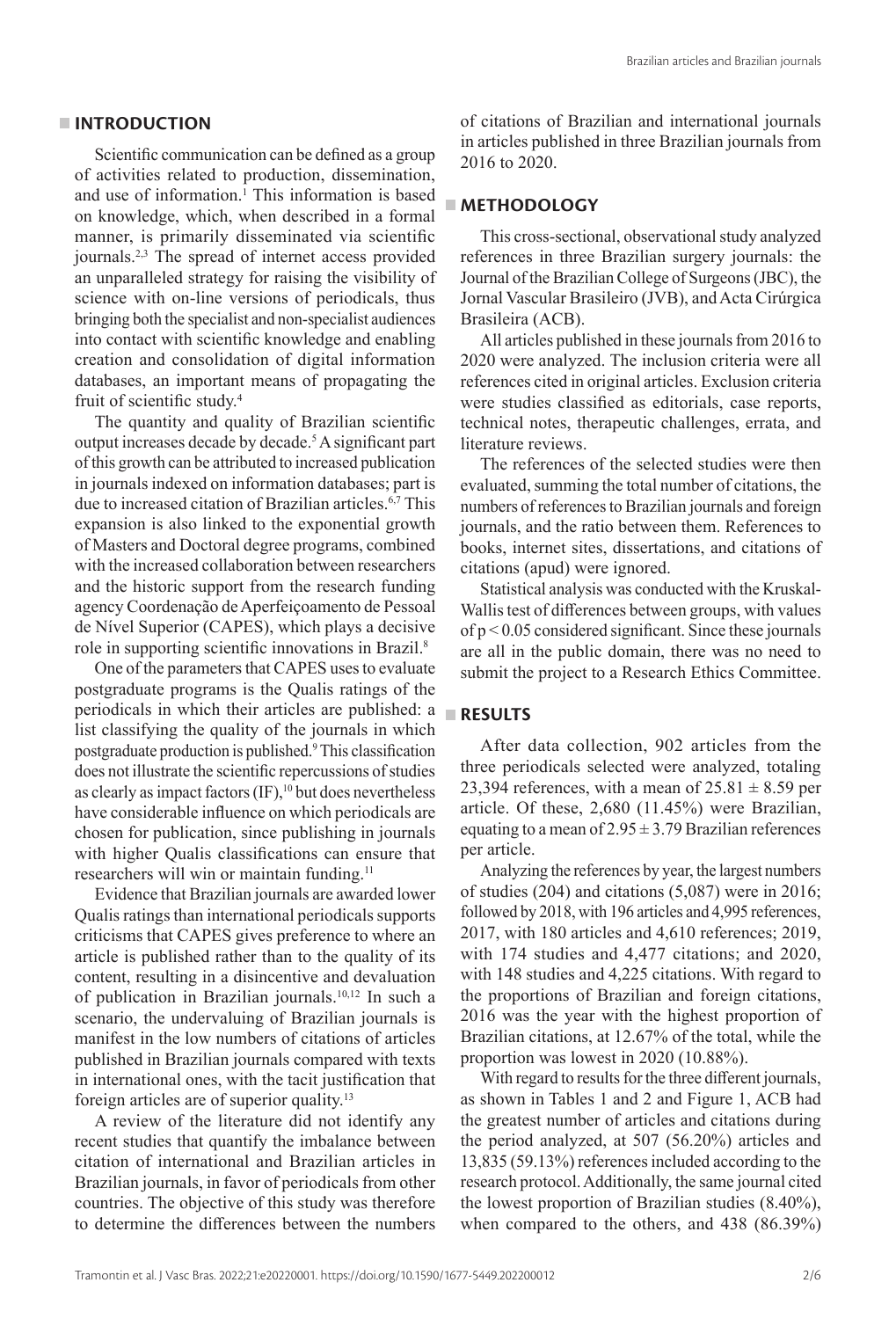## INTRODUCTION

Scientific communication can be defined as a group of activities related to production, dissemination, and use of information.[1] This information is based on knowledge, which, when described in a formal manner, is primarily disseminated via scientific journals.[2,3] The spread of internet access provided an unparalleled strategy for raising the visibility of science with on-line versions of periodicals, thus bringing both the specialist and non-specialist audiences into contact with scientific knowledge and enabling creation and consolidation of digital information databases, an important means of propagating the fruit of scientific study.[4]

The quantity and quality of Brazilian scientific output increases decade by decade.[5] A significant part of this growth can be attributed to increased publication in journals indexed on information databases; part is due to increased citation of Brazilian articles.[6,7] This expansion is also linked to the exponential growth of Masters and Doctoral degree programs, combined with the increased collaboration between researchers and the historic support from the research funding agency Coordenação de Aperfeiçoamento de Pessoal de Nível Superior (CAPES), which plays a decisive role in supporting scientific innovations in Brazil.[8]

One of the parameters that CAPES uses to evaluate postgraduate programs is the Qualis ratings of the periodicals in which their articles are published: a list classifying the quality of the journals in which postgraduate production is published.[9] This classification does not illustrate the scientific repercussions of studies as clearly as impact factors (IF),[10] but does nevertheless have considerable influence on which periodicals are chosen for publication, since publishing in journals with higher Qualis classifications can ensure that researchers will win or maintain funding.[11]

Evidence that Brazilian journals are awarded lower Qualis ratings than international periodicals supports criticisms that CAPES gives preference to where an article is published rather than to the quality of its content, resulting in a disincentive and devaluation of publication in Brazilian journals.[10,12] In such a scenario, the undervaluing of Brazilian journals is manifest in the low numbers of citations of articles published in Brazilian journals compared with texts in international ones, with the tacit justification that foreign articles are of superior quality.[13]

A review of the literature did not identify any recent studies that quantify the imbalance between citation of international and Brazilian articles in Brazilian journals, in favor of periodicals from other countries. The objective of this study was therefore to determine the differences between the numbers of citations of Brazilian and international journals in articles published in three Brazilian journals from 2016 to 2020.

## METHODOLOGY

This cross-sectional, observational study analyzed references in three Brazilian surgery journals: the Journal of the Brazilian College of Surgeons (JBC), the Jornal Vascular Brasileiro (JVB), and Acta Cirúrgica Brasileira (ACB).

All articles published in these journals from 2016 to 2020 were analyzed. The inclusion criteria were all references cited in original articles. Exclusion criteria were studies classified as editorials, case reports, technical notes, therapeutic challenges, errata, and literature reviews.

The references of the selected studies were then evaluated, summing the total number of citations, the numbers of references to Brazilian journals and foreign journals, and the ratio between them. References to books, internet sites, dissertations, and citations of citations (apud) were ignored.

Statistical analysis was conducted with the Kruskal-Wallis test of differences between groups, with values of $p < 0.05$ considered significant. Since these journals are all in the public domain, there was no need to submit the project to a Research Ethics Committee.

## RESULTS

After data collection, 902 articles from the three periodicals selected were analyzed, totaling 23,394 references, with a mean of $25.81 \pm 8.59$ per article. Of these, 2,680 (11.45%) were Brazilian, equating to a mean of $2.95 \pm 3.79$ Brazilian references per article.

Analyzing the references by year, the largest numbers of studies (204) and citations (5,087) were in 2016; followed by 2018, with 196 articles and 4,995 references, 2017, with 180 articles and 4,610 references; 2019, with 174 studies and 4,477 citations; and 2020, with 148 studies and 4,225 citations. With regard to the proportions of Brazilian and foreign citations, 2016 was the year with the highest proportion of Brazilian citations, at 12.67% of the total, while the proportion was lowest in 2020 (10.88%).

With regard to results for the three different journals, as shown in Tables 1 and 2 and Figure 1, ACB had the greatest number of articles and citations during the period analyzed, at 507 (56.20%) articles and 13,835 (59.13%) references included according to the research protocol. Additionally, the same journal cited the lowest proportion of Brazilian studies (8.40%), when compared to the others, and 438 (86.39%)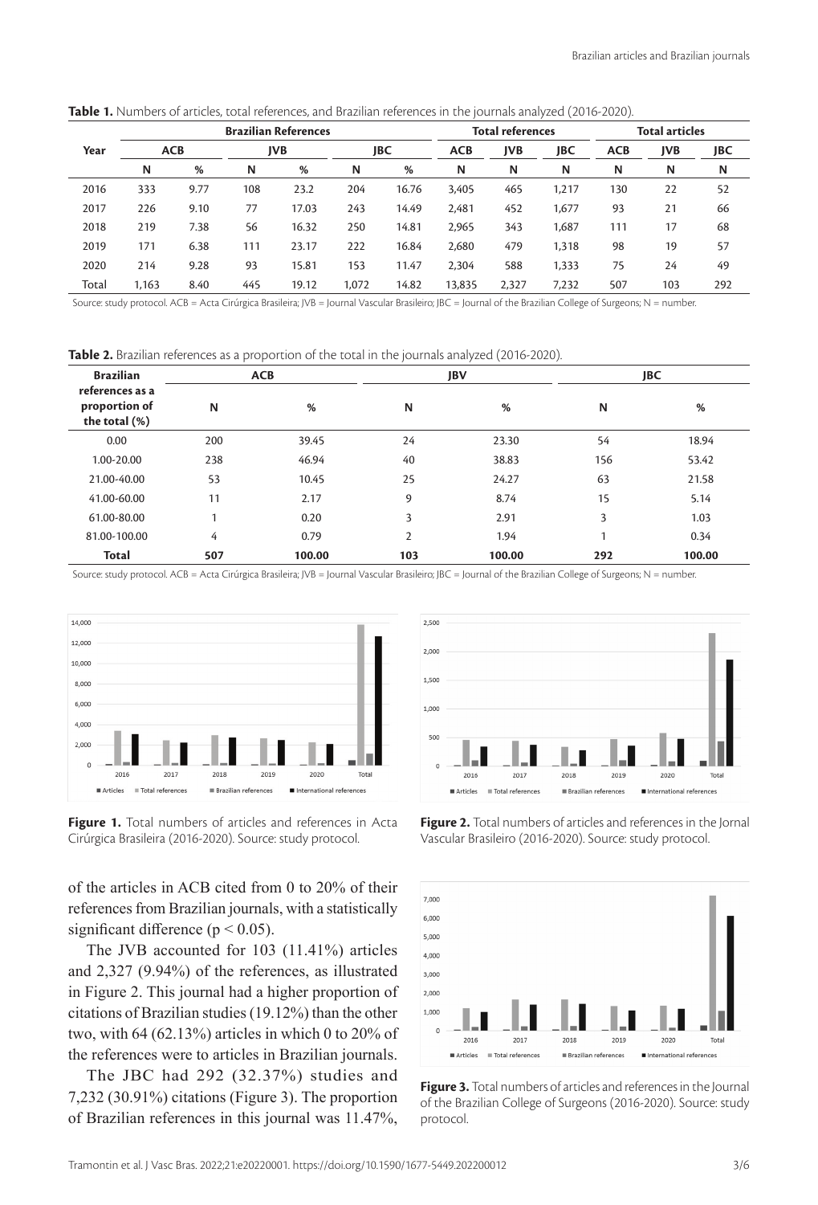**Table 1.** Numbers of articles, total references, and Brazilian references in the journals analyzed (2016-2020).

| Year | Brazilian References | | | | | | Total references | | | Total articles | | |
|---|---|---|---|---|---|---|---|---|---|---|---|---|
| | ACB | | JVB | | JBC | | ACB | JVB | JBC | ACB | JVB | JBC |
| | N | % | N | % | N | % | N | N | N | N | N | N |
| 2016 | 333 | 9.77 | 108 | 23.2 | 204 | 16.76 | 3,405 | 465 | 1,217 | 130 | 22 | 52 |
| 2017 | 226 | 9.10 | 77 | 17.03 | 243 | 14.49 | 2,481 | 452 | 1,677 | 93 | 21 | 66 |
| 2018 | 219 | 7.38 | 56 | 16.32 | 250 | 14.81 | 2,965 | 343 | 1,687 | 111 | 17 | 68 |
| 2019 | 171 | 6.38 | 111 | 23.17 | 222 | 16.84 | 2,680 | 479 | 1,318 | 98 | 19 | 57 |
| 2020 | 214 | 9.28 | 93 | 15.81 | 153 | 11.47 | 2,304 | 588 | 1,333 | 75 | 24 | 49 |
| Total | 1,163 | 8.40 | 445 | 19.12 | 1,072 | 14.82 | 13,835 | 2,327 | 7,232 | 507 | 103 | 292 |

Source: study protocol. ACB = Acta Cirúrgica Brasileira; JVB = Journal Vascular Brasileiro; JBC = Journal of the Brazilian College of Surgeons; N = number.

**Table 2.** Brazilian references as a proportion of the total in the journals analyzed (2016-2020).

| Brazilian references as a proportion of the total (%) | ACB | | JBV | | JBC | |
|---|---|---|---|---|---|---|
| | N | % | N | % | N | % |
| 0.00 | 200 | 39.45 | 24 | 23.30 | 54 | 18.94 |
| 1.00-20.00 | 238 | 46.94 | 40 | 38.83 | 156 | 53.42 |
| 21.00-40.00 | 53 | 10.45 | 25 | 24.27 | 63 | 21.58 |
| 41.00-60.00 | 11 | 2.17 | 9 | 8.74 | 15 | 5.14 |
| 61.00-80.00 | 1 | 0.20 | 3 | 2.91 | 3 | 1.03 |
| 81.00-100.00 | 4 | 0.79 | 2 | 1.94 | 1 | 0.34 |
| **Total** | **507** | **100.00** | **103** | **100.00** | **292** | **100.00** |

Source: study protocol. ACB = Acta Cirúrgica Brasileira; JVB = Journal Vascular Brasileiro; JBC = Journal of the Brazilian College of Surgeons; N = number.

**Figure 1.** Total numbers of articles and references in Acta Cirúrgica Brasileira (2016-2020). Source: study protocol.

**Figure 2.** Total numbers of articles and references in the Jornal Vascular Brasileiro (2016-2020). Source: study protocol.

of the articles in ACB cited from 0 to 20% of their references from Brazilian journals, with a statistically significant difference ($p < 0.05$).

The JVB accounted for 103 (11.41%) articles and 2,327 (9.94%) of the references, as illustrated in Figure 2. This journal had a higher proportion of citations of Brazilian studies (19.12%) than the other two, with 64 (62.13%) articles in which 0 to 20% of the references were to articles in Brazilian journals.

The JBC had 292 (32.37%) studies and 7,232 (30.91%) citations (Figure 3). The proportion of Brazilian references in this journal was 11.47%,

**Figure 3.** Total numbers of articles and references in the Journal of the Brazilian College of Surgeons (2016-2020). Source: study protocol.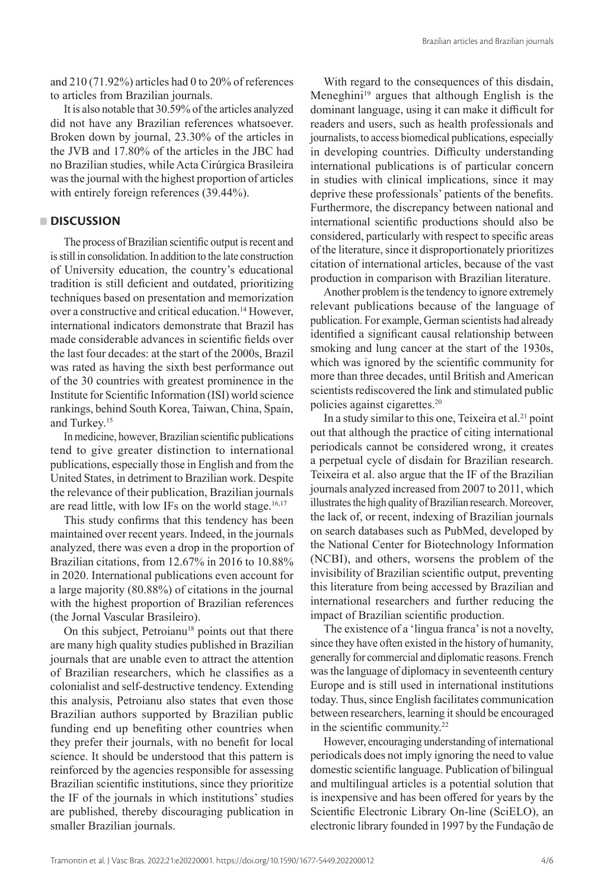and 210 (71.92%) articles had 0 to 20% of references to articles from Brazilian journals.

It is also notable that 30.59% of the articles analyzed did not have any Brazilian references whatsoever. Broken down by journal, 23.30% of the articles in the JVB and 17.80% of the articles in the JBC had no Brazilian studies, while Acta Cirúrgica Brasileira was the journal with the highest proportion of articles with entirely foreign references (39.44%).

## DISCUSSION

The process of Brazilian scientific output is recent and is still in consolidation. In addition to the late construction of University education, the country's educational tradition is still deficient and outdated, prioritizing techniques based on presentation and memorization over a constructive and critical education.[14] However, international indicators demonstrate that Brazil has made considerable advances in scientific fields over the last four decades: at the start of the 2000s, Brazil was rated as having the sixth best performance out of the 30 countries with greatest prominence in the Institute for Scientific Information (ISI) world science rankings, behind South Korea, Taiwan, China, Spain, and Turkey.[15]

In medicine, however, Brazilian scientific publications tend to give greater distinction to international publications, especially those in English and from the United States, in detriment to Brazilian work. Despite the relevance of their publication, Brazilian journals are read little, with low IFs on the world stage.[16,17]

This study confirms that this tendency has been maintained over recent years. Indeed, in the journals analyzed, there was even a drop in the proportion of Brazilian citations, from 12.67% in 2016 to 10.88% in 2020. International publications even account for a large majority (80.88%) of citations in the journal with the highest proportion of Brazilian references (the Jornal Vascular Brasileiro).

On this subject, Petroianu[18] points out that there are many high quality studies published in Brazilian journals that are unable even to attract the attention of Brazilian researchers, which he classifies as a colonialist and self-destructive tendency. Extending this analysis, Petroianu also states that even those Brazilian authors supported by Brazilian public funding end up benefiting other countries when they prefer their journals, with no benefit for local science. It should be understood that this pattern is reinforced by the agencies responsible for assessing Brazilian scientific institutions, since they prioritize the IF of the journals in which institutions' studies are published, thereby discouraging publication in smaller Brazilian journals.

With regard to the consequences of this disdain, Meneghini[19] argues that although English is the dominant language, using it can make it difficult for readers and users, such as health professionals and journalists, to access biomedical publications, especially in developing countries. Difficulty understanding international publications is of particular concern in studies with clinical implications, since it may deprive these professionals' patients of the benefits. Furthermore, the discrepancy between national and international scientific productions should also be considered, particularly with respect to specific areas of the literature, since it disproportionately prioritizes citation of international articles, because of the vast production in comparison with Brazilian literature.

Another problem is the tendency to ignore extremely relevant publications because of the language of publication. For example, German scientists had already identified a significant causal relationship between smoking and lung cancer at the start of the 1930s, which was ignored by the scientific community for more than three decades, until British and American scientists rediscovered the link and stimulated public policies against cigarettes.[20]

In a study similar to this one, Teixeira et al.[21] point out that although the practice of citing international periodicals cannot be considered wrong, it creates a perpetual cycle of disdain for Brazilian research. Teixeira et al. also argue that the IF of the Brazilian journals analyzed increased from 2007 to 2011, which illustrates the high quality of Brazilian research. Moreover, the lack of, or recent, indexing of Brazilian journals on search databases such as PubMed, developed by the National Center for Biotechnology Information (NCBI), and others, worsens the problem of the invisibility of Brazilian scientific output, preventing this literature from being accessed by Brazilian and international researchers and further reducing the impact of Brazilian scientific production.

The existence of a 'lingua franca' is not a novelty, since they have often existed in the history of humanity, generally for commercial and diplomatic reasons. French was the language of diplomacy in seventeenth century Europe and is still used in international institutions today. Thus, since English facilitates communication between researchers, learning it should be encouraged in the scientific community.[22]

However, encouraging understanding of international periodicals does not imply ignoring the need to value domestic scientific language. Publication of bilingual and multilingual articles is a potential solution that is inexpensive and has been offered for years by the Scientific Electronic Library On-line (SciELO), an electronic library founded in 1997 by the Fundação de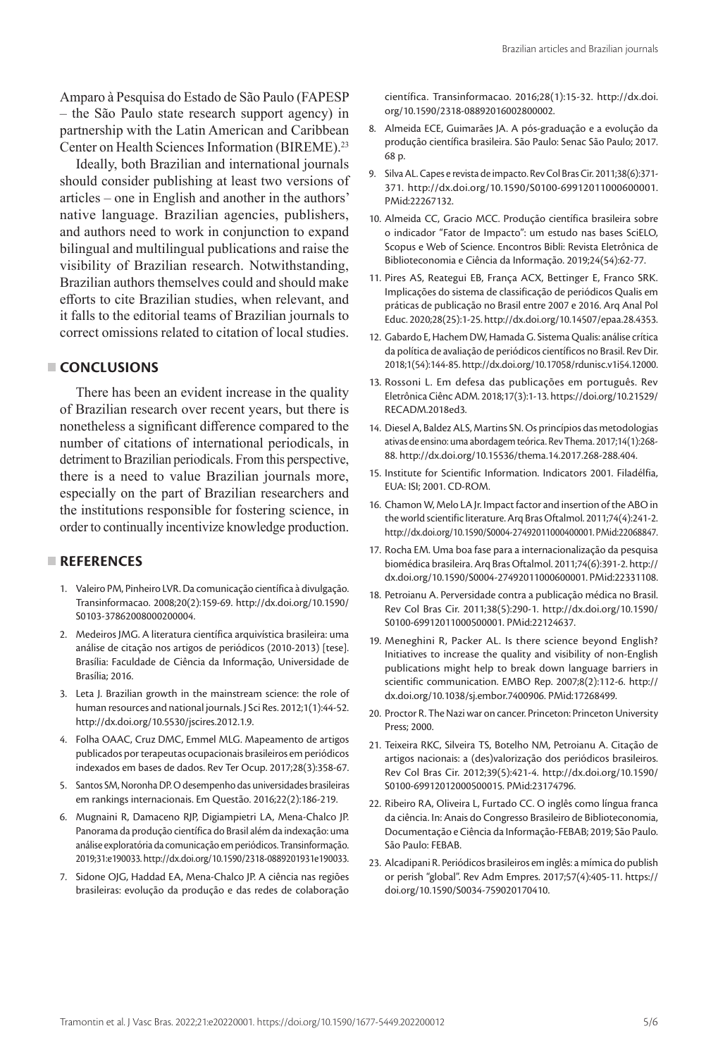Amparo à Pesquisa do Estado de São Paulo (FAPESP – the São Paulo state research support agency) in partnership with the Latin American and Caribbean Center on Health Sciences Information (BIREME).[23]

Ideally, both Brazilian and international journals should consider publishing at least two versions of articles – one in English and another in the authors' native language. Brazilian agencies, publishers, and authors need to work in conjunction to expand bilingual and multilingual publications and raise the visibility of Brazilian research. Notwithstanding, Brazilian authors themselves could and should make efforts to cite Brazilian studies, when relevant, and it falls to the editorial teams of Brazilian journals to correct omissions related to citation of local studies.

## CONCLUSIONS

There has been an evident increase in the quality of Brazilian research over recent years, but there is nonetheless a significant difference compared to the number of citations of international periodicals, in detriment to Brazilian periodicals. From this perspective, there is a need to value Brazilian journals more, especially on the part of Brazilian researchers and the institutions responsible for fostering science, in order to continually incentivize knowledge production.

## REFERENCES

1. Valeiro PM, Pinheiro LVR. Da comunicação científica à divulgação. Transinformacao. 2008;20(2):159-69. http://dx.doi.org/10.1590/S0103-37862008000200004.
2. Medeiros JMG. A literatura científica arquivística brasileira: uma análise de citação nos artigos de periódicos (2010-2013) [tese]. Brasília: Faculdade de Ciência da Informação, Universidade de Brasília; 2016.
3. Leta J. Brazilian growth in the mainstream science: the role of human resources and national journals. J Sci Res. 2012;1(1):44-52. http://dx.doi.org/10.5530/jscires.2012.1.9.
4. Folha OAAC, Cruz DMC, Emmel MLG. Mapeamento de artigos publicados por terapeutas ocupacionais brasileiros em periódicos indexados em bases de dados. Rev Ter Ocup. 2017;28(3):358-67.
5. Santos SM, Noronha DP. O desempenho das universidades brasileiras em rankings internacionais. Em Questão. 2016;22(2):186-219.
6. Mugnaini R, Damaceno RJP, Digiampietri LA, Mena-Chalco JP. Panorama da produção científica do Brasil além da indexação: uma análise exploratória da comunicação em periódicos. Transinformação. 2019;31:e190033. http://dx.doi.org/10.1590/2318-0889201931e190033.
7. Sidone OJG, Haddad EA, Mena-Chalco JP. A ciência nas regiões brasileiras: evolução da produção e das redes de colaboração científica. Transinformacao. 2016;28(1):15-32. http://dx.doi.org/10.1590/2318-08892016002800002.
8. Almeida ECE, Guimarães JA. A pós-graduação e a evolução da produção científica brasileira. São Paulo: Senac São Paulo; 2017. 68 p.
9. Silva AL. Capes e revista de impacto. Rev Col Bras Cir. 2011;38(6):371-371. http://dx.doi.org/10.1590/S0100-69912011000600001. PMid:22267132.
10. Almeida CC, Gracio MCC. Produção científica brasileira sobre o indicador "Fator de Impacto": um estudo nas bases SciELO, Scopus e Web of Science. Encontros Bibli: Revista Eletrônica de Biblioteconomia e Ciência da Informação. 2019;24(54):62-77.
11. Pires AS, Reategui EB, França ACX, Bettinger E, Franco SRK. Implicações do sistema de classificação de periódicos Qualis em práticas de publicação no Brasil entre 2007 e 2016. Arq Anal Pol Educ. 2020;28(25):1-25. http://dx.doi.org/10.14507/epaa.28.4353.
12. Gabardo E, Hachem DW, Hamada G. Sistema Qualis: análise crítica da política de avaliação de periódicos científicos no Brasil. Rev Dir. 2018;1(54):144-85. http://dx.doi.org/10.17058/rdunisc.v1i54.12000.
13. Rossoni L. Em defesa das publicações em português. Rev Eletrônica Ciênc ADM. 2018;17(3):1-13. https://doi.org/10.21529/RECADM.2018ed3.
14. Diesel A, Baldez ALS, Martins SN. Os princípios das metodologias ativas de ensino: uma abordagem teórica. Rev Thema. 2017;14(1):268-88. http://dx.doi.org/10.15536/thema.14.2017.268-288.404.
15. Institute for Scientific Information. Indicators 2001. Filadélfia, EUA: ISI; 2001. CD-ROM.
16. Chamon W, Melo LA Jr. Impact factor and insertion of the ABO in the world scientific literature. Arq Bras Oftalmol. 2011;74(4):241-2. http://dx.doi.org/10.1590/S0004-27492011000400001. PMid:22068847.
17. Rocha EM. Uma boa fase para a internacionalização da pesquisa biomédica brasileira. Arq Bras Oftalmol. 2011;74(6):391-2. http://dx.doi.org/10.1590/S0004-27492011000600001. PMid:22331108.
18. Petroianu A. Perversidade contra a publicação médica no Brasil. Rev Col Bras Cir. 2011;38(5):290-1. http://dx.doi.org/10.1590/S0100-69912011000500001. PMid:22124637.
19. Meneghini R, Packer AL. Is there science beyond English? Initiatives to increase the quality and visibility of non-English publications might help to break down language barriers in scientific communication. EMBO Rep. 2007;8(2):112-6. http://dx.doi.org/10.1038/sj.embor.7400906. PMid:17268499.
20. Proctor R. The Nazi war on cancer. Princeton: Princeton University Press; 2000.
21. Teixeira RKC, Silveira TS, Botelho NM, Petroianu A. Citação de artigos nacionais: a (des)valorização dos periódicos brasileiros. Rev Col Bras Cir. 2012;39(5):421-4. http://dx.doi.org/10.1590/S0100-69912012000500015. PMid:23174796.
22. Ribeiro RA, Oliveira L, Furtado CC. O inglês como língua franca da ciência. In: Anais do Congresso Brasileiro de Biblioteconomia, Documentação e Ciência da Informação-FEBAB; 2019; São Paulo. São Paulo: FEBAB.
23. Alcadipani R. Periódicos brasileiros em inglês: a mímica do publish or perish "global". Rev Adm Empres. 2017;57(4):405-11. https://doi.org/10.1590/S0034-759020170410.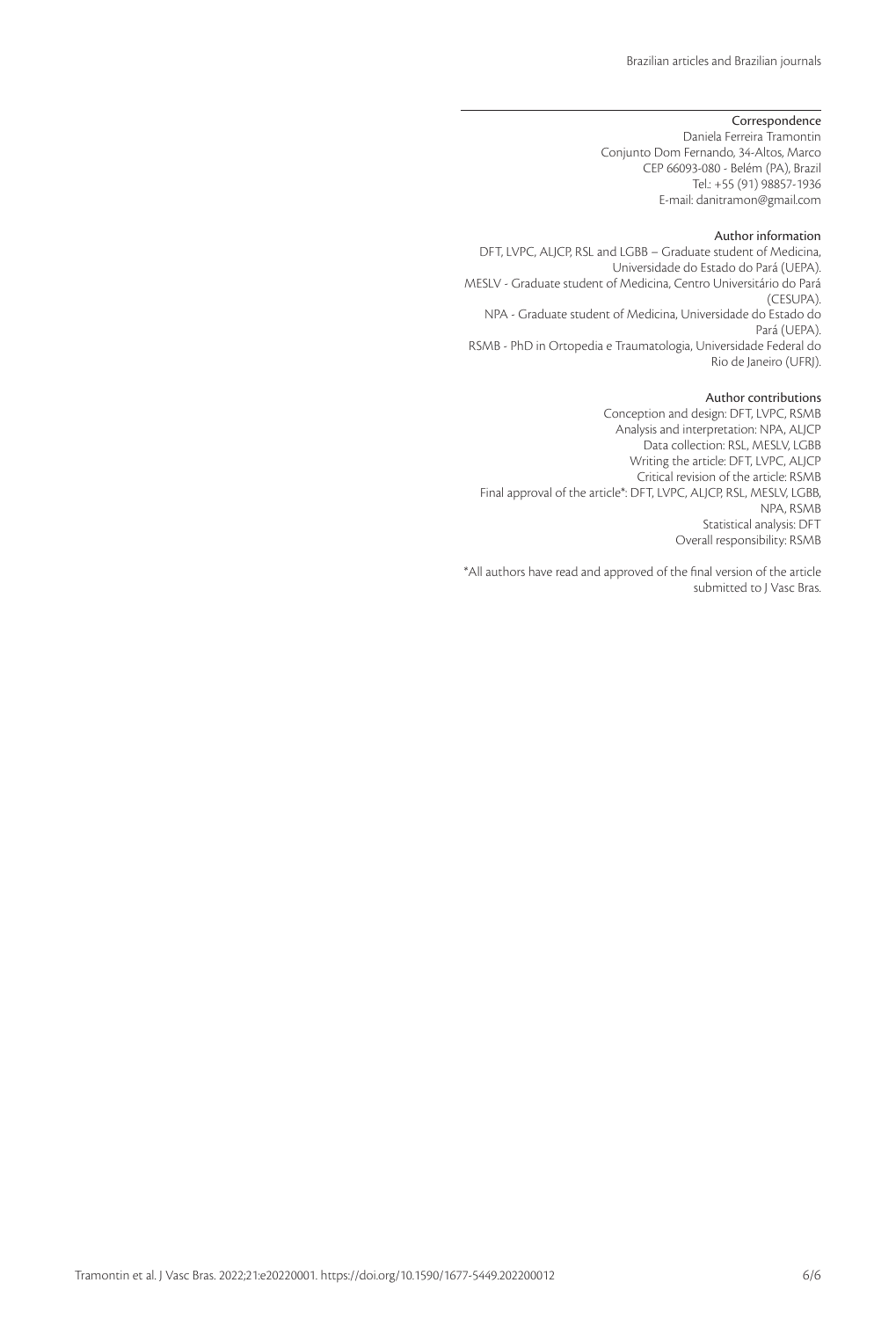**Correspondence**

Daniela Ferreira Tramontin
Conjunto Dom Fernando, 34-Altos, Marco
CEP 66093-080 - Belém (PA), Brazil
Tel.: +55 (91) 98857-1936
E-mail: danitramon@gmail.com

**Author information**

DFT, LVPC, ALJCP, RSL and LGBB – Graduate student of Medicina, Universidade do Estado do Pará (UEPA).
MESLV - Graduate student of Medicina, Centro Universitário do Pará (CESUPA).
NPA - Graduate student of Medicina, Universidade do Estado do Pará (UEPA).
RSMB - PhD in Ortopedia e Traumatologia, Universidade Federal do Rio de Janeiro (UFRJ).

**Author contributions**

Conception and design: DFT, LVPC, RSMB
Analysis and interpretation: NPA, ALJCP
Data collection: RSL, MESLV, LGBB
Writing the article: DFT, LVPC, ALJCP
Critical revision of the article: RSMB
Final approval of the article*: DFT, LVPC, ALJCP, RSL, MESLV, LGBB, NPA, RSMB
Statistical analysis: DFT
Overall responsibility: RSMB

*All authors have read and approved of the final version of the article submitted to J Vasc Bras.